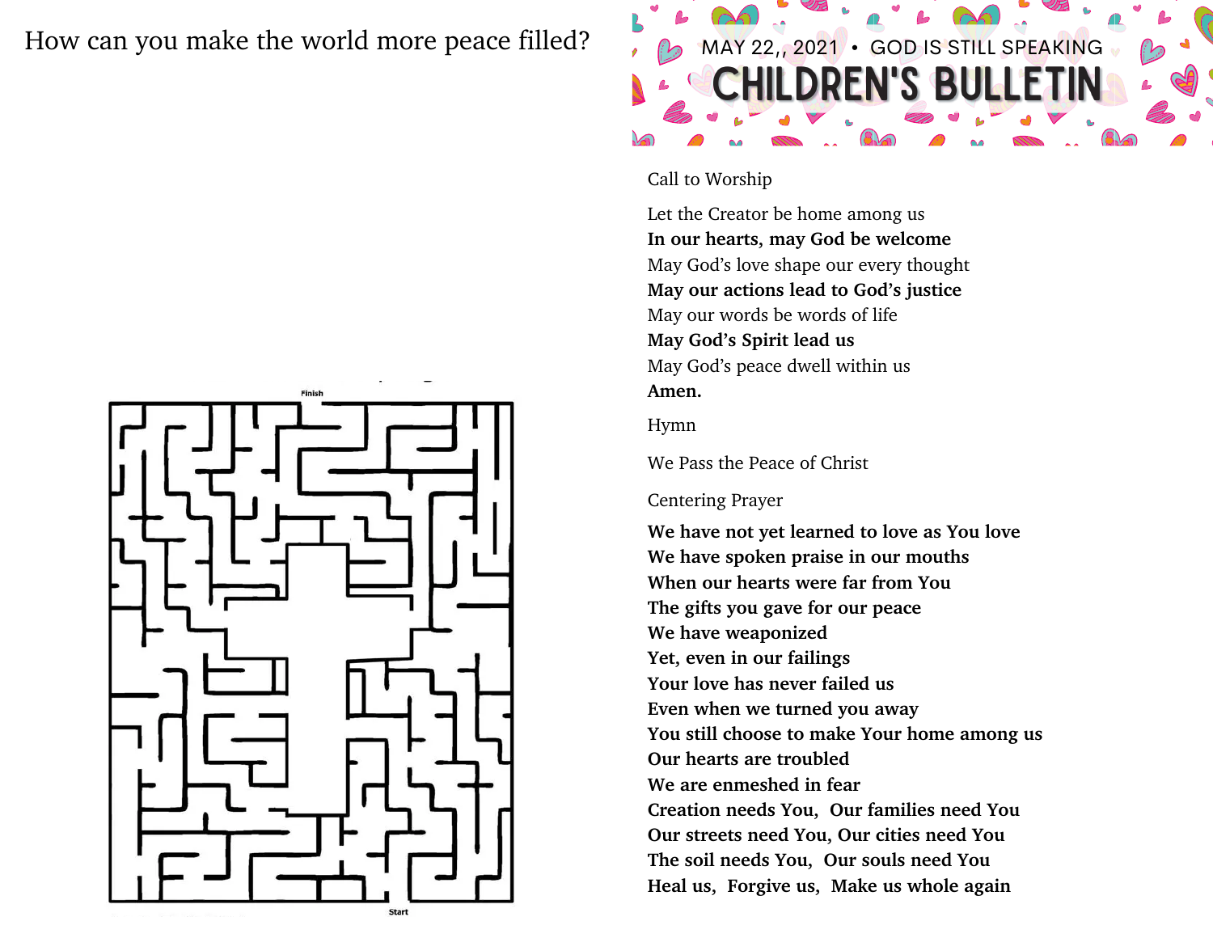How can you make the world more peace filled?

Finish

Start

MAY 22,, 2021 • GOD IS STILL SPEAKING

# CHILDREN'S BULLETIN

Call to Worship

Let the Creator be home among us
**In our hearts, may God be welcome**
May God's love shape our every thought
**May our actions lead to God's justice**
May our words be words of life
**May God's Spirit lead us**
May God's peace dwell within us
**Amen.**

Hymn

We Pass the Peace of Christ

Centering Prayer

**We have not yet learned to love as You love**
**We have spoken praise in our mouths**
**When our hearts were far from You**
**The gifts you gave for our peace**
**We have weaponized**
**Yet, even in our failings**
**Your love has never failed us**
**Even when we turned you away**
**You still choose to make Your home among us**
**Our hearts are troubled**
**We are enmeshed in fear**
**Creation needs You, Our families need You**
**Our streets need You, Our cities need You**
**The soil needs You, Our souls need You**
**Heal us, Forgive us, Make us whole again**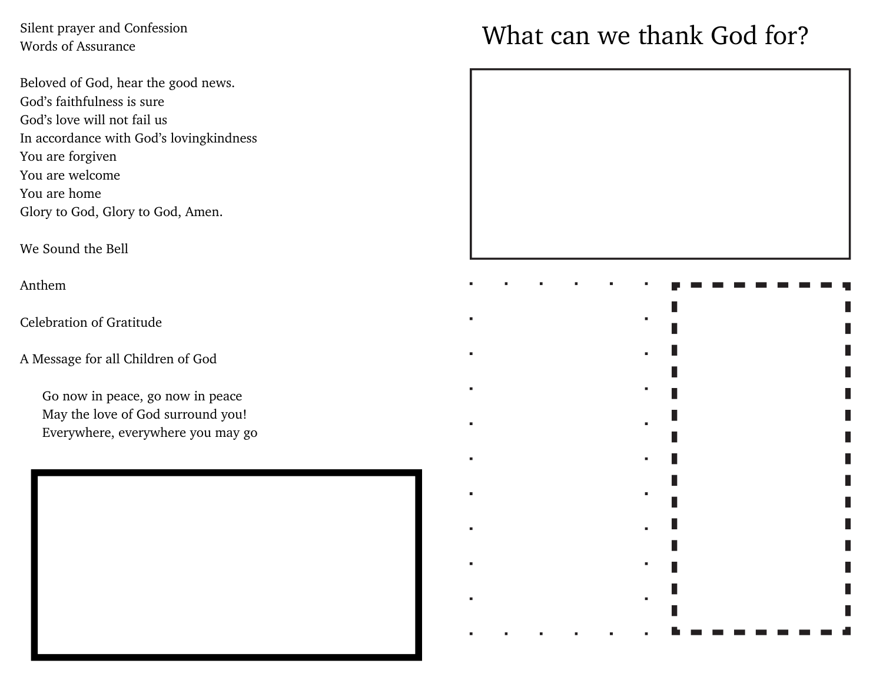Silent prayer and Confession
Words of Assurance

Beloved of God, hear the good news.
God's faithfulness is sure
God's love will not fail us
In accordance with God's lovingkindness
You are forgiven
You are welcome
You are home
Glory to God, Glory to God, Amen.

We Sound the Bell

Anthem

Celebration of Gratitude

A Message for all Children of God

Go now in peace, go now in peace
May the love of God surround you!
Everywhere, everywhere you may go

# What can we thank God for?